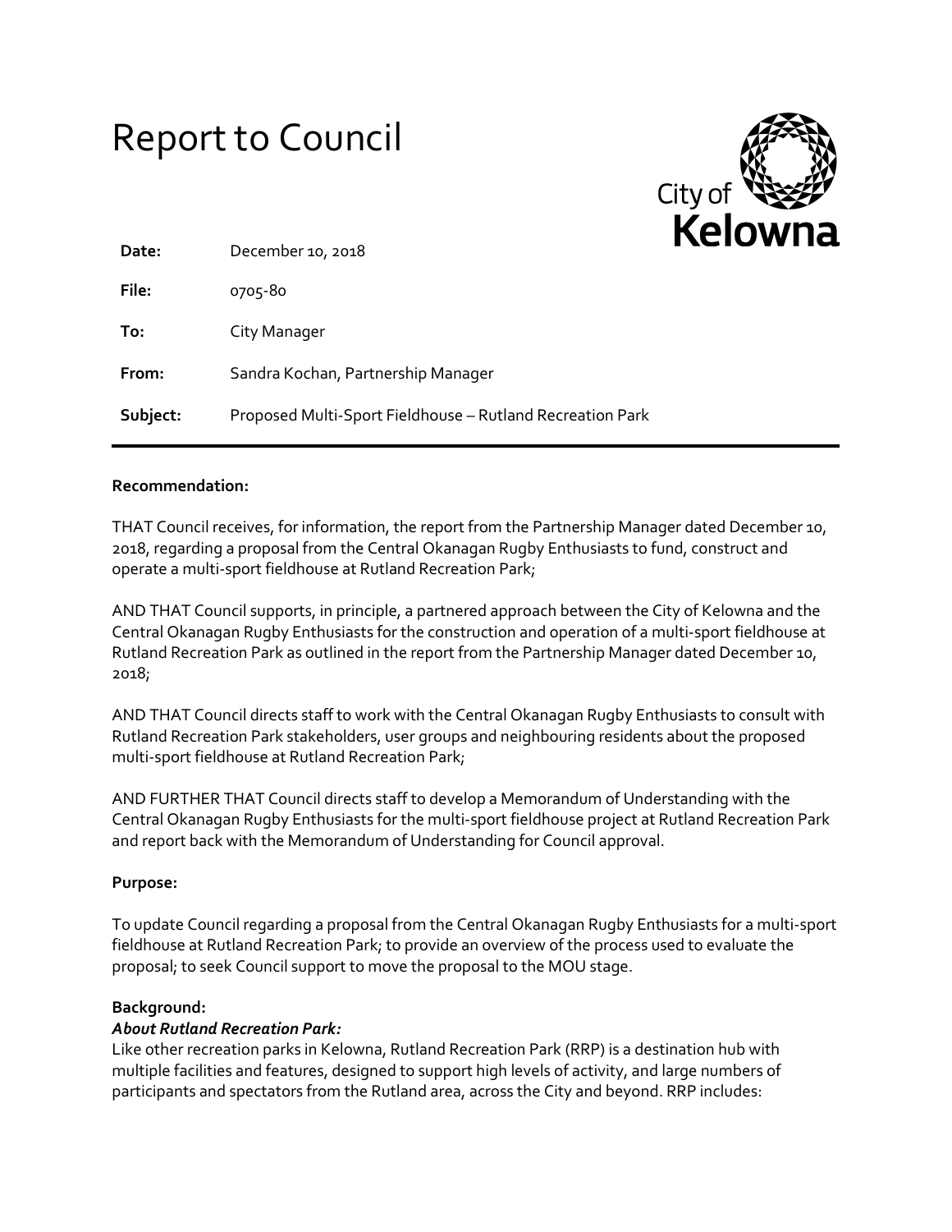# Report to Council

| | |
|---|---|
| **Date:** | December 10, 2018 |
| **File:** | 0705-80 |
| **To:** | City Manager |
| **From:** | Sandra Kochan, Partnership Manager |
| **Subject:** | Proposed Multi-Sport Fieldhouse – Rutland Recreation Park |

**Recommendation:**

THAT Council receives, for information, the report from the Partnership Manager dated December 10, 2018, regarding a proposal from the Central Okanagan Rugby Enthusiasts to fund, construct and operate a multi-sport fieldhouse at Rutland Recreation Park;

AND THAT Council supports, in principle, a partnered approach between the City of Kelowna and the Central Okanagan Rugby Enthusiasts for the construction and operation of a multi-sport fieldhouse at Rutland Recreation Park as outlined in the report from the Partnership Manager dated December 10, 2018;

AND THAT Council directs staff to work with the Central Okanagan Rugby Enthusiasts to consult with Rutland Recreation Park stakeholders, user groups and neighbouring residents about the proposed multi-sport fieldhouse at Rutland Recreation Park;

AND FURTHER THAT Council directs staff to develop a Memorandum of Understanding with the Central Okanagan Rugby Enthusiasts for the multi-sport fieldhouse project at Rutland Recreation Park and report back with the Memorandum of Understanding for Council approval.

**Purpose:**

To update Council regarding a proposal from the Central Okanagan Rugby Enthusiasts for a multi-sport fieldhouse at Rutland Recreation Park; to provide an overview of the process used to evaluate the proposal; to seek Council support to move the proposal to the MOU stage.

**Background:**

***About Rutland Recreation Park:***

Like other recreation parks in Kelowna, Rutland Recreation Park (RRP) is a destination hub with multiple facilities and features, designed to support high levels of activity, and large numbers of participants and spectators from the Rutland area, across the City and beyond. RRP includes: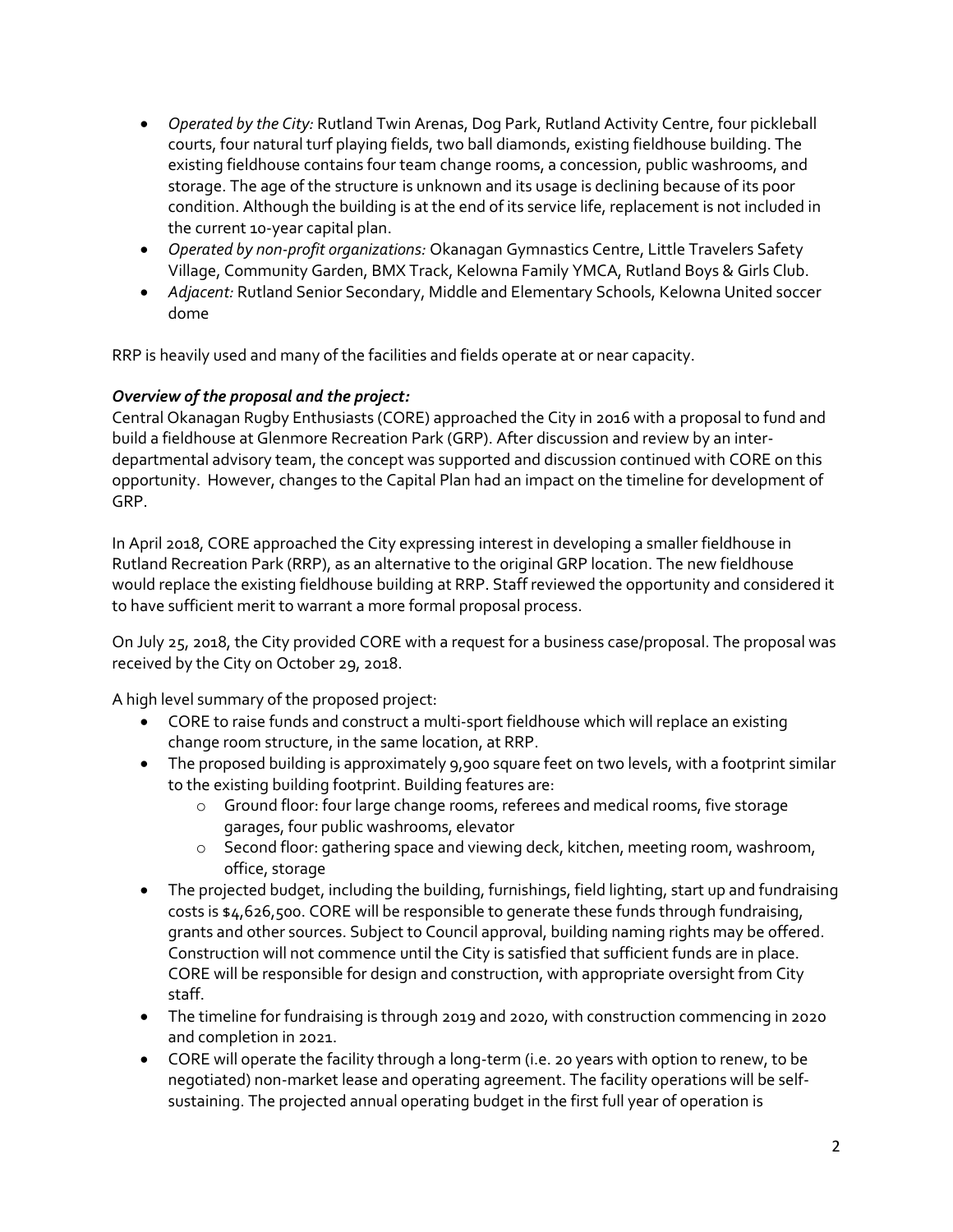- *Operated by the City:* Rutland Twin Arenas, Dog Park, Rutland Activity Centre, four pickleball courts, four natural turf playing fields, two ball diamonds, existing fieldhouse building. The existing fieldhouse contains four team change rooms, a concession, public washrooms, and storage. The age of the structure is unknown and its usage is declining because of its poor condition. Although the building is at the end of its service life, replacement is not included in the current 10-year capital plan.
- *Operated by non-profit organizations:* Okanagan Gymnastics Centre, Little Travelers Safety Village, Community Garden, BMX Track, Kelowna Family YMCA, Rutland Boys & Girls Club.
- *Adjacent:* Rutland Senior Secondary, Middle and Elementary Schools, Kelowna United soccer dome

RRP is heavily used and many of the facilities and fields operate at or near capacity.

***Overview of the proposal and the project:***

Central Okanagan Rugby Enthusiasts (CORE) approached the City in 2016 with a proposal to fund and build a fieldhouse at Glenmore Recreation Park (GRP). After discussion and review by an inter-departmental advisory team, the concept was supported and discussion continued with CORE on this opportunity. However, changes to the Capital Plan had an impact on the timeline for development of GRP.

In April 2018, CORE approached the City expressing interest in developing a smaller fieldhouse in Rutland Recreation Park (RRP), as an alternative to the original GRP location. The new fieldhouse would replace the existing fieldhouse building at RRP. Staff reviewed the opportunity and considered it to have sufficient merit to warrant a more formal proposal process.

On July 25, 2018, the City provided CORE with a request for a business case/proposal. The proposal was received by the City on October 29, 2018.

A high level summary of the proposed project:

- CORE to raise funds and construct a multi-sport fieldhouse which will replace an existing change room structure, in the same location, at RRP.
- The proposed building is approximately 9,900 square feet on two levels, with a footprint similar to the existing building footprint. Building features are:
  - Ground floor: four large change rooms, referees and medical rooms, five storage garages, four public washrooms, elevator
  - Second floor: gathering space and viewing deck, kitchen, meeting room, washroom, office, storage
- The projected budget, including the building, furnishings, field lighting, start up and fundraising costs is $4,626,500. CORE will be responsible to generate these funds through fundraising, grants and other sources. Subject to Council approval, building naming rights may be offered. Construction will not commence until the City is satisfied that sufficient funds are in place. CORE will be responsible for design and construction, with appropriate oversight from City staff.
- The timeline for fundraising is through 2019 and 2020, with construction commencing in 2020 and completion in 2021.
- CORE will operate the facility through a long-term (i.e. 20 years with option to renew, to be negotiated) non-market lease and operating agreement. The facility operations will be self-sustaining. The projected annual operating budget in the first full year of operation is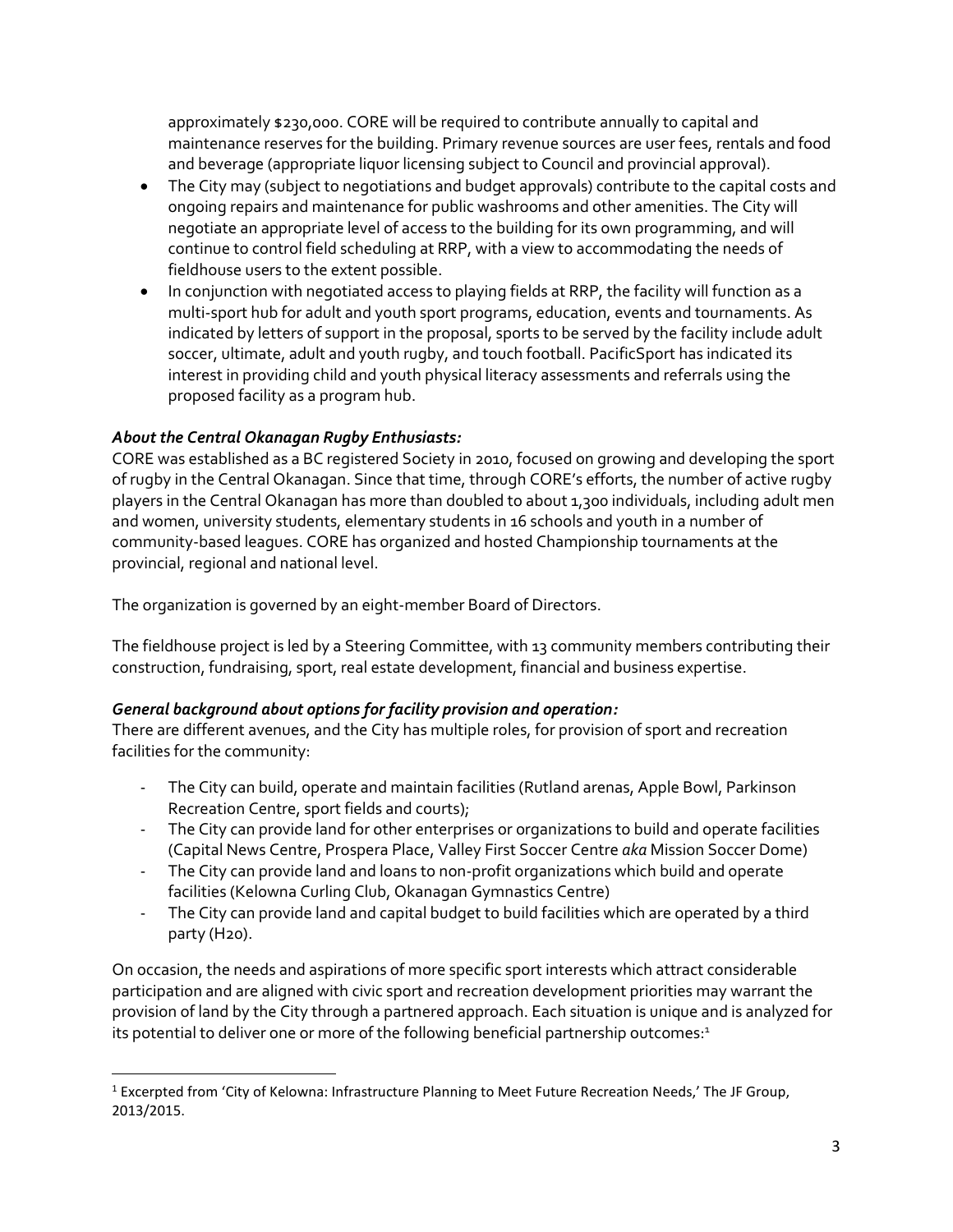approximately $230,000. CORE will be required to contribute annually to capital and maintenance reserves for the building. Primary revenue sources are user fees, rentals and food and beverage (appropriate liquor licensing subject to Council and provincial approval).

- The City may (subject to negotiations and budget approvals) contribute to the capital costs and ongoing repairs and maintenance for public washrooms and other amenities. The City will negotiate an appropriate level of access to the building for its own programming, and will continue to control field scheduling at RRP, with a view to accommodating the needs of fieldhouse users to the extent possible.
- In conjunction with negotiated access to playing fields at RRP, the facility will function as a multi-sport hub for adult and youth sport programs, education, events and tournaments. As indicated by letters of support in the proposal, sports to be served by the facility include adult soccer, ultimate, adult and youth rugby, and touch football. PacificSport has indicated its interest in providing child and youth physical literacy assessments and referrals using the proposed facility as a program hub.

***About the Central Okanagan Rugby Enthusiasts:***

CORE was established as a BC registered Society in 2010, focused on growing and developing the sport of rugby in the Central Okanagan. Since that time, through CORE's efforts, the number of active rugby players in the Central Okanagan has more than doubled to about 1,300 individuals, including adult men and women, university students, elementary students in 16 schools and youth in a number of community-based leagues. CORE has organized and hosted Championship tournaments at the provincial, regional and national level.

The organization is governed by an eight-member Board of Directors.

The fieldhouse project is led by a Steering Committee, with 13 community members contributing their construction, fundraising, sport, real estate development, financial and business expertise.

***General background about options for facility provision and operation:***

There are different avenues, and the City has multiple roles, for provision of sport and recreation facilities for the community:

- The City can build, operate and maintain facilities (Rutland arenas, Apple Bowl, Parkinson Recreation Centre, sport fields and courts);
- The City can provide land for other enterprises or organizations to build and operate facilities (Capital News Centre, Prospera Place, Valley First Soccer Centre *aka* Mission Soccer Dome)
- The City can provide land and loans to non-profit organizations which build and operate facilities (Kelowna Curling Club, Okanagan Gymnastics Centre)
- The City can provide land and capital budget to build facilities which are operated by a third party (H2o).

On occasion, the needs and aspirations of more specific sport interests which attract considerable participation and are aligned with civic sport and recreation development priorities may warrant the provision of land by the City through a partnered approach. Each situation is unique and is analyzed for its potential to deliver one or more of the following beneficial partnership outcomes:[1]

[1] Excerpted from 'City of Kelowna: Infrastructure Planning to Meet Future Recreation Needs,' The JF Group, 2013/2015.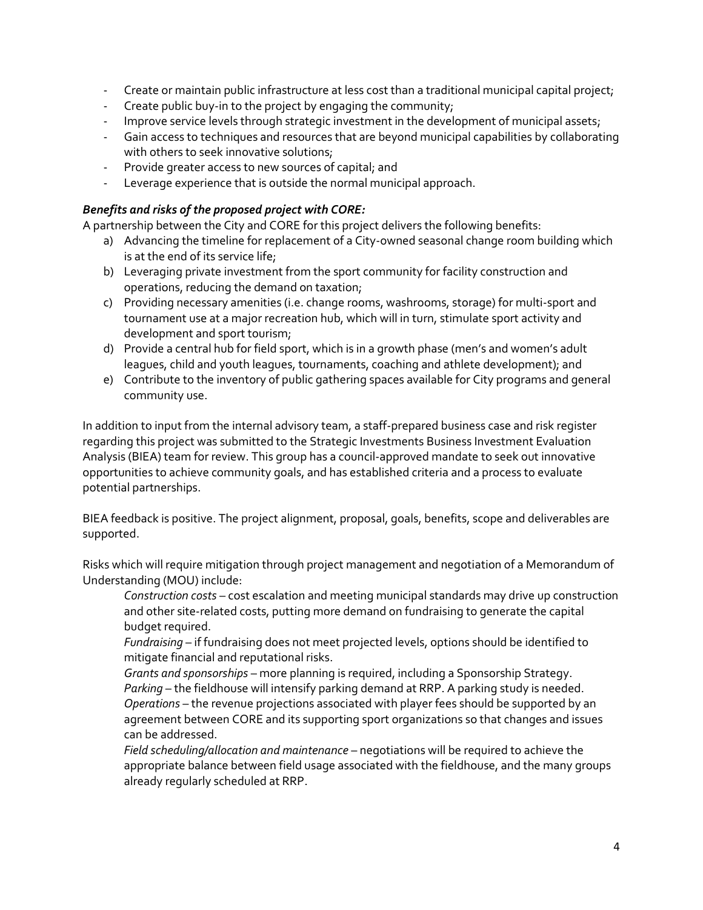- Create or maintain public infrastructure at less cost than a traditional municipal capital project;
- Create public buy-in to the project by engaging the community;
- Improve service levels through strategic investment in the development of municipal assets;
- Gain access to techniques and resources that are beyond municipal capabilities by collaborating with others to seek innovative solutions;
- Provide greater access to new sources of capital; and
- Leverage experience that is outside the normal municipal approach.

***Benefits and risks of the proposed project with CORE:***

A partnership between the City and CORE for this project delivers the following benefits:

a) Advancing the timeline for replacement of a City-owned seasonal change room building which is at the end of its service life;
b) Leveraging private investment from the sport community for facility construction and operations, reducing the demand on taxation;
c) Providing necessary amenities (i.e. change rooms, washrooms, storage) for multi-sport and tournament use at a major recreation hub, which will in turn, stimulate sport activity and development and sport tourism;
d) Provide a central hub for field sport, which is in a growth phase (men's and women's adult leagues, child and youth leagues, tournaments, coaching and athlete development); and
e) Contribute to the inventory of public gathering spaces available for City programs and general community use.

In addition to input from the internal advisory team, a staff-prepared business case and risk register regarding this project was submitted to the Strategic Investments Business Investment Evaluation Analysis (BIEA) team for review. This group has a council-approved mandate to seek out innovative opportunities to achieve community goals, and has established criteria and a process to evaluate potential partnerships.

BIEA feedback is positive. The project alignment, proposal, goals, benefits, scope and deliverables are supported.

Risks which will require mitigation through project management and negotiation of a Memorandum of Understanding (MOU) include:

*Construction costs* – cost escalation and meeting municipal standards may drive up construction and other site-related costs, putting more demand on fundraising to generate the capital budget required.

*Fundraising* – if fundraising does not meet projected levels, options should be identified to mitigate financial and reputational risks.

*Grants and sponsorships* – more planning is required, including a Sponsorship Strategy.

*Parking* – the fieldhouse will intensify parking demand at RRP. A parking study is needed.

*Operations* – the revenue projections associated with player fees should be supported by an agreement between CORE and its supporting sport organizations so that changes and issues can be addressed.

*Field scheduling/allocation and maintenance* – negotiations will be required to achieve the appropriate balance between field usage associated with the fieldhouse, and the many groups already regularly scheduled at RRP.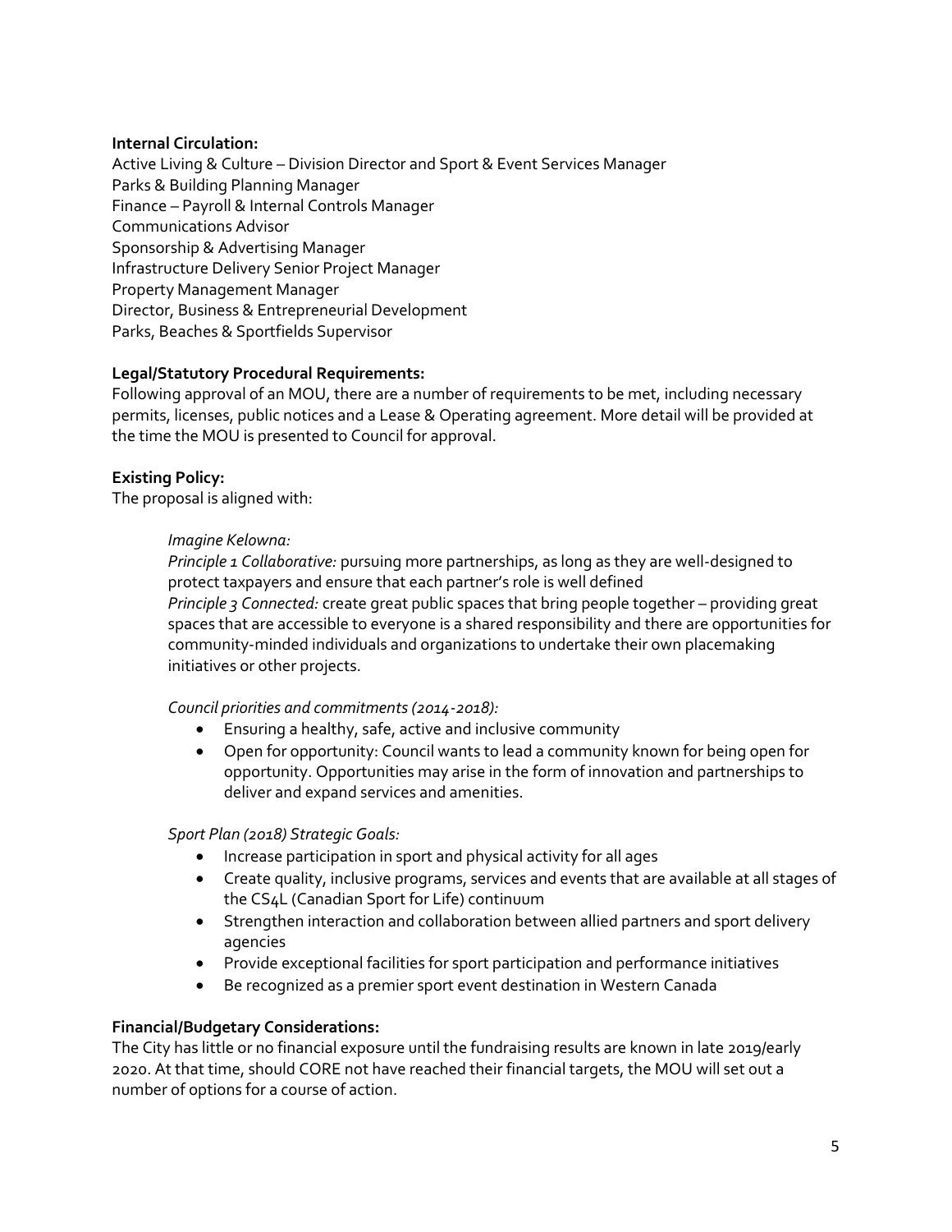**Internal Circulation:**
Active Living & Culture – Division Director and Sport & Event Services Manager
Parks & Building Planning Manager
Finance – Payroll & Internal Controls Manager
Communications Advisor
Sponsorship & Advertising Manager
Infrastructure Delivery Senior Project Manager
Property Management Manager
Director, Business & Entrepreneurial Development
Parks, Beaches & Sportfields Supervisor

**Legal/Statutory Procedural Requirements:**
Following approval of an MOU, there are a number of requirements to be met, including necessary permits, licenses, public notices and a Lease & Operating agreement. More detail will be provided at the time the MOU is presented to Council for approval.

**Existing Policy:**
The proposal is aligned with:

> *Imagine Kelowna:*
> *Principle 1 Collaborative:* pursuing more partnerships, as long as they are well-designed to protect taxpayers and ensure that each partner's role is well defined
> *Principle 3 Connected:* create great public spaces that bring people together – providing great spaces that are accessible to everyone is a shared responsibility and there are opportunities for community-minded individuals and organizations to undertake their own placemaking initiatives or other projects.
>
> *Council priorities and commitments (2014-2018):*
> - Ensuring a healthy, safe, active and inclusive community
> - Open for opportunity: Council wants to lead a community known for being open for opportunity. Opportunities may arise in the form of innovation and partnerships to deliver and expand services and amenities.
>
> *Sport Plan (2018) Strategic Goals:*
> - Increase participation in sport and physical activity for all ages
> - Create quality, inclusive programs, services and events that are available at all stages of the CS4L (Canadian Sport for Life) continuum
> - Strengthen interaction and collaboration between allied partners and sport delivery agencies
> - Provide exceptional facilities for sport participation and performance initiatives
> - Be recognized as a premier sport event destination in Western Canada

**Financial/Budgetary Considerations:**
The City has little or no financial exposure until the fundraising results are known in late 2019/early 2020. At that time, should CORE not have reached their financial targets, the MOU will set out a number of options for a course of action.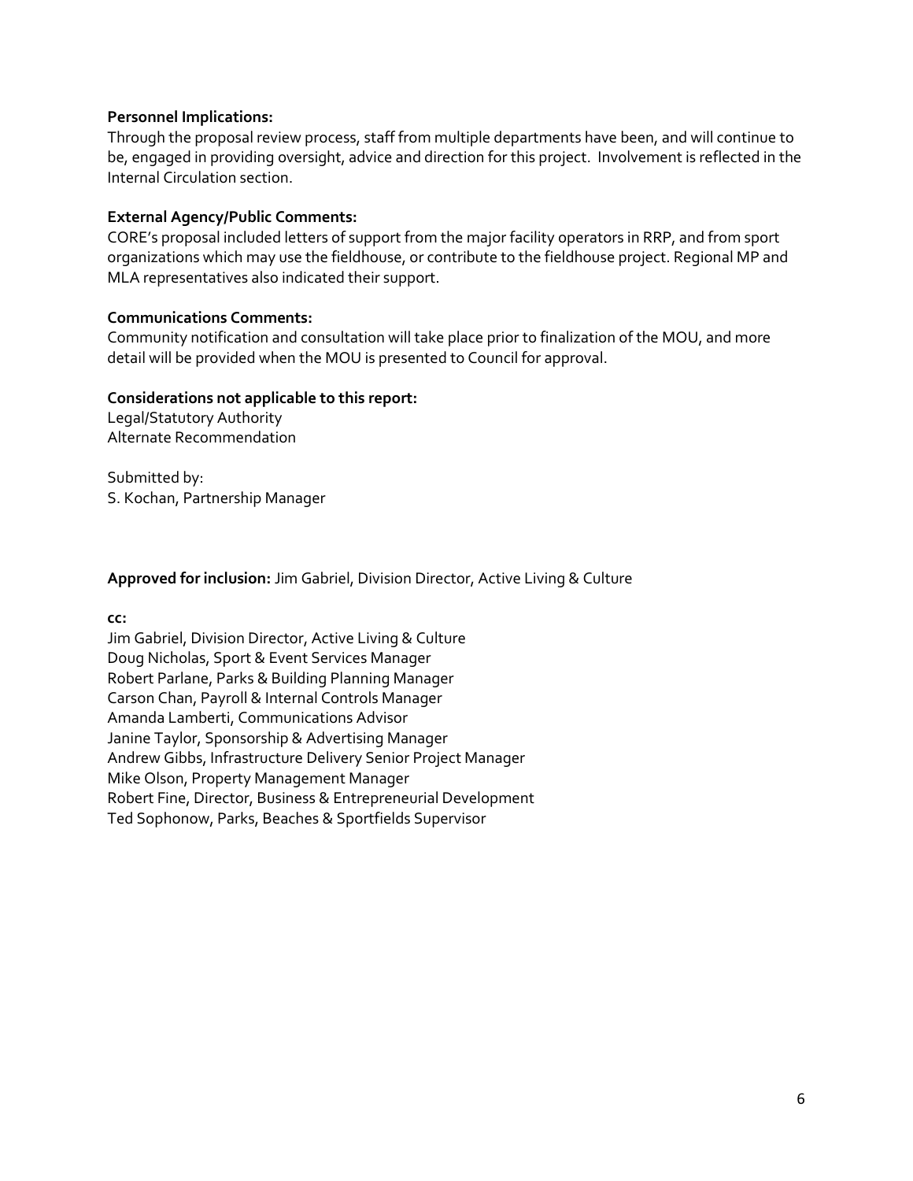**Personnel Implications:**
Through the proposal review process, staff from multiple departments have been, and will continue to be, engaged in providing oversight, advice and direction for this project. Involvement is reflected in the Internal Circulation section.

**External Agency/Public Comments:**
CORE's proposal included letters of support from the major facility operators in RRP, and from sport organizations which may use the fieldhouse, or contribute to the fieldhouse project. Regional MP and MLA representatives also indicated their support.

**Communications Comments:**
Community notification and consultation will take place prior to finalization of the MOU, and more detail will be provided when the MOU is presented to Council for approval.

**Considerations not applicable to this report:**
Legal/Statutory Authority
Alternate Recommendation

Submitted by:
S. Kochan, Partnership Manager

**Approved for inclusion:** Jim Gabriel, Division Director, Active Living & Culture

**cc:**
Jim Gabriel, Division Director, Active Living & Culture
Doug Nicholas, Sport & Event Services Manager
Robert Parlane, Parks & Building Planning Manager
Carson Chan, Payroll & Internal Controls Manager
Amanda Lamberti, Communications Advisor
Janine Taylor, Sponsorship & Advertising Manager
Andrew Gibbs, Infrastructure Delivery Senior Project Manager
Mike Olson, Property Management Manager
Robert Fine, Director, Business & Entrepreneurial Development
Ted Sophonow, Parks, Beaches & Sportfields Supervisor